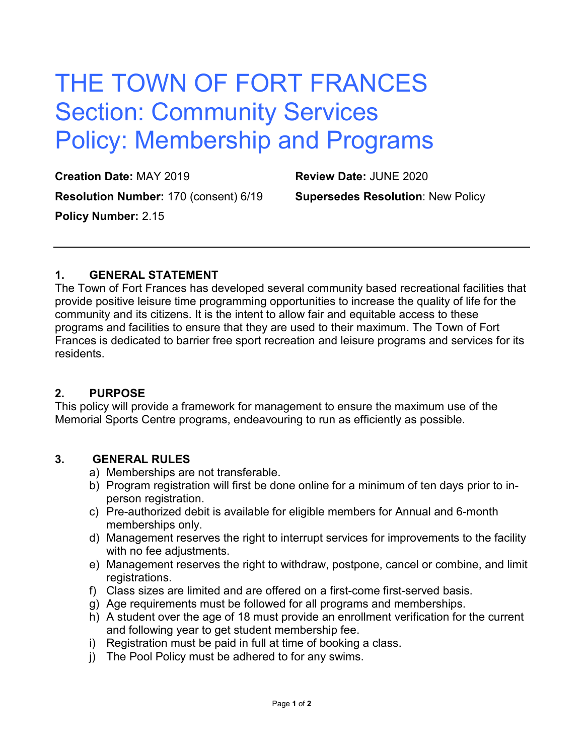# THE TOWN OF FORT FRANCES
# Section: Community Services
# Policy: Membership and Programs

**Creation Date:** MAY 2019

**Review Date:** JUNE 2020

**Resolution Number:** 170 (consent) 6/19

**Supersedes Resolution**: New Policy

**Policy Number:** 2.15

---

## 1. GENERAL STATEMENT

The Town of Fort Frances has developed several community based recreational facilities that provide positive leisure time programming opportunities to increase the quality of life for the community and its citizens. It is the intent to allow fair and equitable access to these programs and facilities to ensure that they are used to their maximum. The Town of Fort Frances is dedicated to barrier free sport recreation and leisure programs and services for its residents.

## 2. PURPOSE

This policy will provide a framework for management to ensure the maximum use of the Memorial Sports Centre programs, endeavouring to run as efficiently as possible.

## 3. GENERAL RULES

a) Memberships are not transferable.
b) Program registration will first be done online for a minimum of ten days prior to in-person registration.
c) Pre-authorized debit is available for eligible members for Annual and 6-month memberships only.
d) Management reserves the right to interrupt services for improvements to the facility with no fee adjustments.
e) Management reserves the right to withdraw, postpone, cancel or combine, and limit registrations.
f) Class sizes are limited and are offered on a first-come first-served basis.
g) Age requirements must be followed for all programs and memberships.
h) A student over the age of 18 must provide an enrollment verification for the current and following year to get student membership fee.
i) Registration must be paid in full at time of booking a class.
j) The Pool Policy must be adhered to for any swims.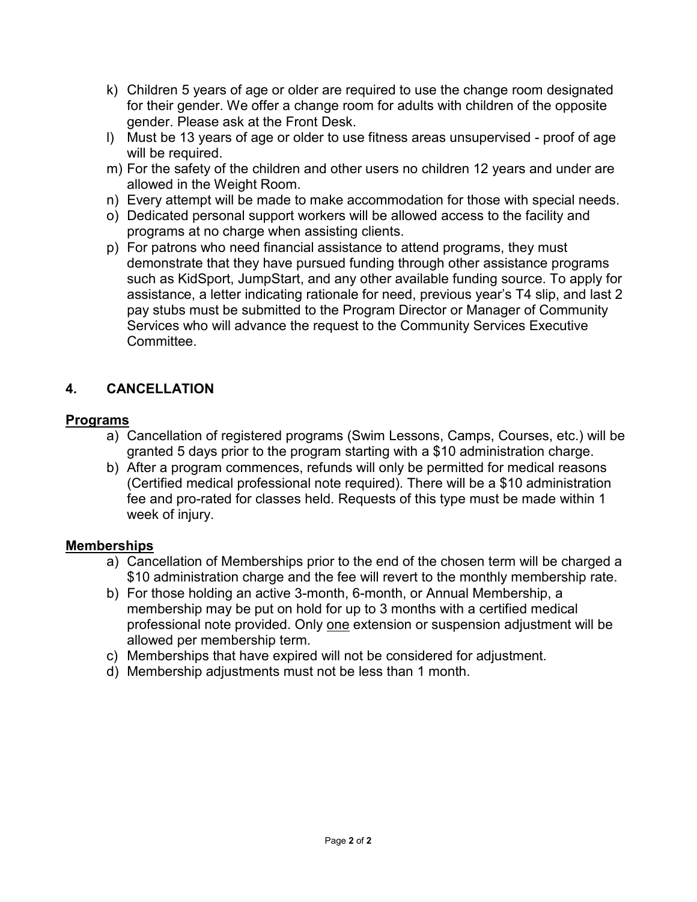k) Children 5 years of age or older are required to use the change room designated for their gender. We offer a change room for adults with children of the opposite gender. Please ask at the Front Desk.
l) Must be 13 years of age or older to use fitness areas unsupervised - proof of age will be required.
m) For the safety of the children and other users no children 12 years and under are allowed in the Weight Room.
n) Every attempt will be made to make accommodation for those with special needs.
o) Dedicated personal support workers will be allowed access to the facility and programs at no charge when assisting clients.
p) For patrons who need financial assistance to attend programs, they must demonstrate that they have pursued funding through other assistance programs such as KidSport, JumpStart, and any other available funding source. To apply for assistance, a letter indicating rationale for need, previous year's T4 slip, and last 2 pay stubs must be submitted to the Program Director or Manager of Community Services who will advance the request to the Community Services Executive Committee.

## 4. CANCELLATION

**Programs**

a) Cancellation of registered programs (Swim Lessons, Camps, Courses, etc.) will be granted 5 days prior to the program starting with a $10 administration charge.
b) After a program commences, refunds will only be permitted for medical reasons (Certified medical professional note required). There will be a $10 administration fee and pro-rated for classes held. Requests of this type must be made within 1 week of injury.

**Memberships**

a) Cancellation of Memberships prior to the end of the chosen term will be charged a $10 administration charge and the fee will revert to the monthly membership rate.
b) For those holding an active 3-month, 6-month, or Annual Membership, a membership may be put on hold for up to 3 months with a certified medical professional note provided. Only <u>one</u> extension or suspension adjustment will be allowed per membership term.
c) Memberships that have expired will not be considered for adjustment.
d) Membership adjustments must not be less than 1 month.